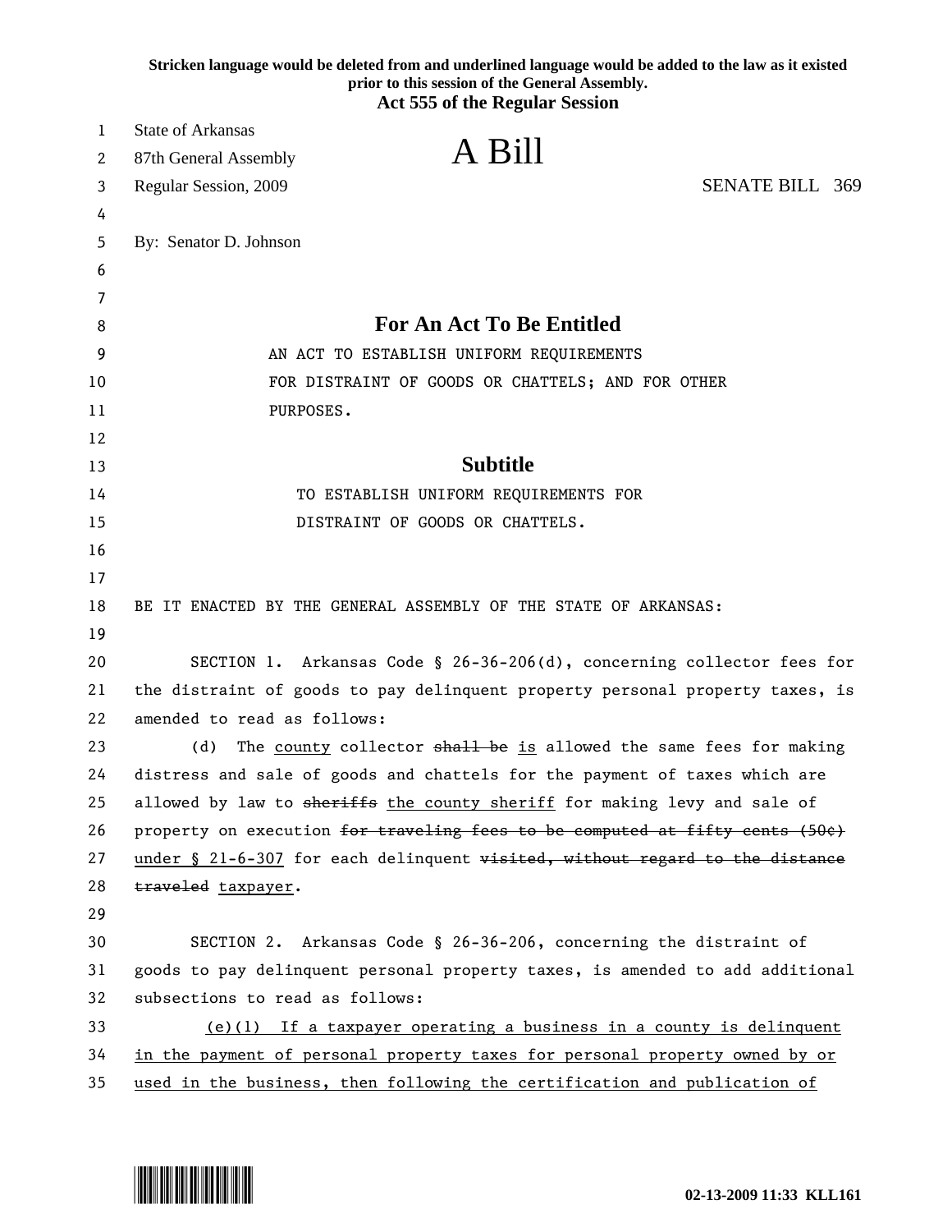**Stricken language would be deleted from and underlined language would be added to the law as it existed prior to this session of the General Assembly.**

**Act 555 of the Regular Session**

State of Arkansas
87th General Assembly
Regular Session, 2009

# A Bill

SENATE BILL 369

By: Senator D. Johnson

## For An Act To Be Entitled

AN ACT TO ESTABLISH UNIFORM REQUIREMENTS FOR DISTRAINT OF GOODS OR CHATTELS; AND FOR OTHER PURPOSES.

## Subtitle

TO ESTABLISH UNIFORM REQUIREMENTS FOR DISTRAINT OF GOODS OR CHATTELS.

BE IT ENACTED BY THE GENERAL ASSEMBLY OF THE STATE OF ARKANSAS:

SECTION 1. Arkansas Code § 26-36-206(d), concerning collector fees for the distraint of goods to pay delinquent property personal property taxes, is amended to read as follows:

(d) The <u>county</u> collector ~~shall be~~ <u>is</u> allowed the same fees for making distress and sale of goods and chattels for the payment of taxes which are allowed by law to ~~sheriffs~~ <u>the county sheriff</u> for making levy and sale of property on execution ~~for traveling fees to be computed at fifty cents (50¢)~~ <u>under § 21-6-307</u> for each delinquent ~~visited, without regard to the distance traveled~~ <u>taxpayer</u>.

SECTION 2. Arkansas Code § 26-36-206, concerning the distraint of goods to pay delinquent personal property taxes, is amended to add additional subsections to read as follows:

<u>(e)(1) If a taxpayer operating a business in a county is delinquent in the payment of personal property taxes for personal property owned by or used in the business, then following the certification and publication of</u>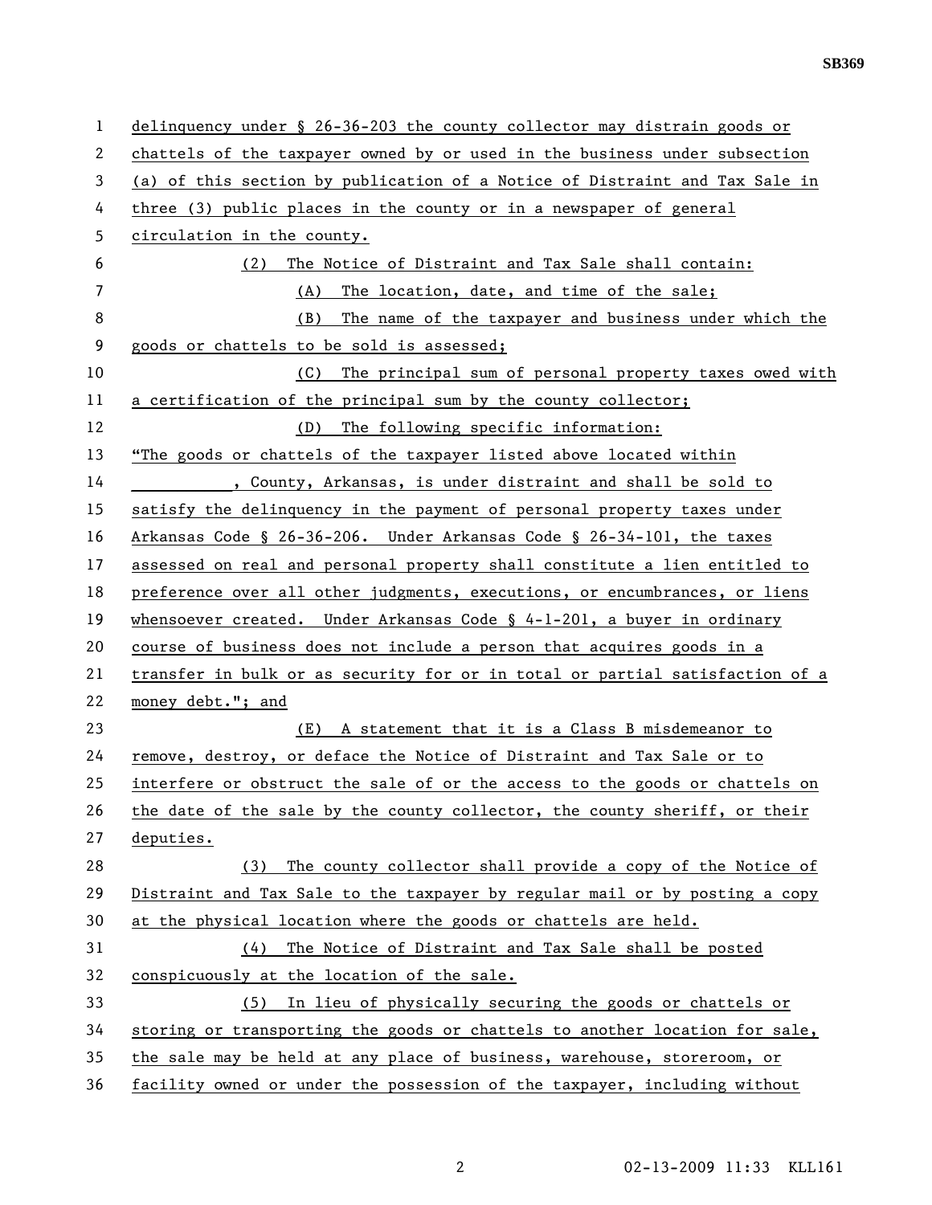delinquency under § 26-36-203 the county collector may distrain goods or chattels of the taxpayer owned by or used in the business under subsection (a) of this section by publication of a Notice of Distraint and Tax Sale in three (3) public places in the county or in a newspaper of general circulation in the county.

(2) The Notice of Distraint and Tax Sale shall contain:

(A) The location, date, and time of the sale;

(B) The name of the taxpayer and business under which the goods or chattels to be sold is assessed;

(C) The principal sum of personal property taxes owed with a certification of the principal sum by the county collector;

(D) The following specific information:

"The goods or chattels of the taxpayer listed above located within __________, County, Arkansas, is under distraint and shall be sold to satisfy the delinquency in the payment of personal property taxes under Arkansas Code § 26-36-206. Under Arkansas Code § 26-34-101, the taxes assessed on real and personal property shall constitute a lien entitled to preference over all other judgments, executions, or encumbrances, or liens whensoever created. Under Arkansas Code § 4-1-201, a buyer in ordinary course of business does not include a person that acquires goods in a transfer in bulk or as security for or in total or partial satisfaction of a money debt."; and

(E) A statement that it is a Class B misdemeanor to remove, destroy, or deface the Notice of Distraint and Tax Sale or to interfere or obstruct the sale of or the access to the goods or chattels on the date of the sale by the county collector, the county sheriff, or their deputies.

(3) The county collector shall provide a copy of the Notice of Distraint and Tax Sale to the taxpayer by regular mail or by posting a copy at the physical location where the goods or chattels are held.

(4) The Notice of Distraint and Tax Sale shall be posted conspicuously at the location of the sale.

(5) In lieu of physically securing the goods or chattels or storing or transporting the goods or chattels to another location for sale, the sale may be held at any place of business, warehouse, storeroom, or facility owned or under the possession of the taxpayer, including without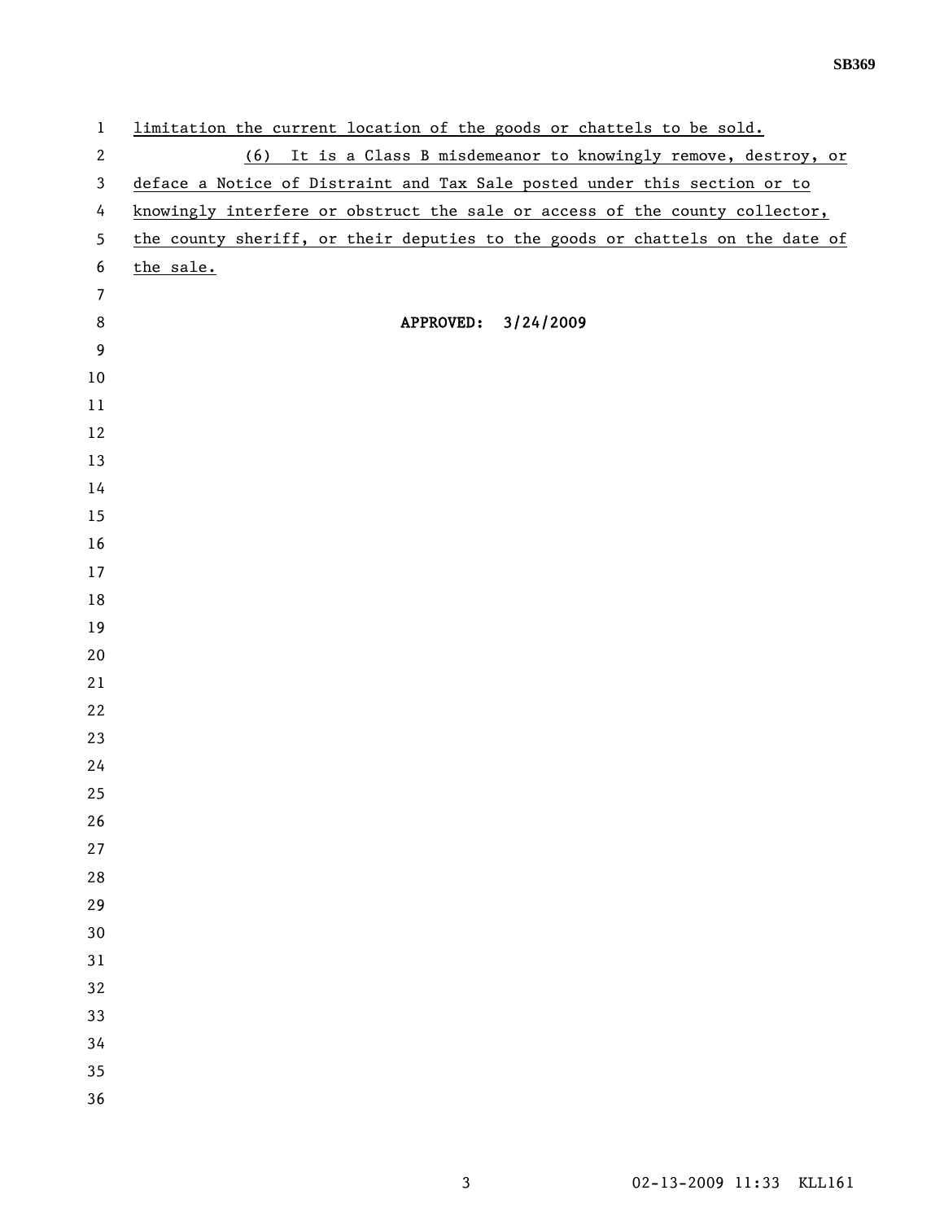limitation the current location of the goods or chattels to be sold.

(6) It is a Class B misdemeanor to knowingly remove, destroy, or deface a Notice of Distraint and Tax Sale posted under this section or to knowingly interfere or obstruct the sale or access of the county collector, the county sheriff, or their deputies to the goods or chattels on the date of the sale.

**APPROVED: 3/24/2009**